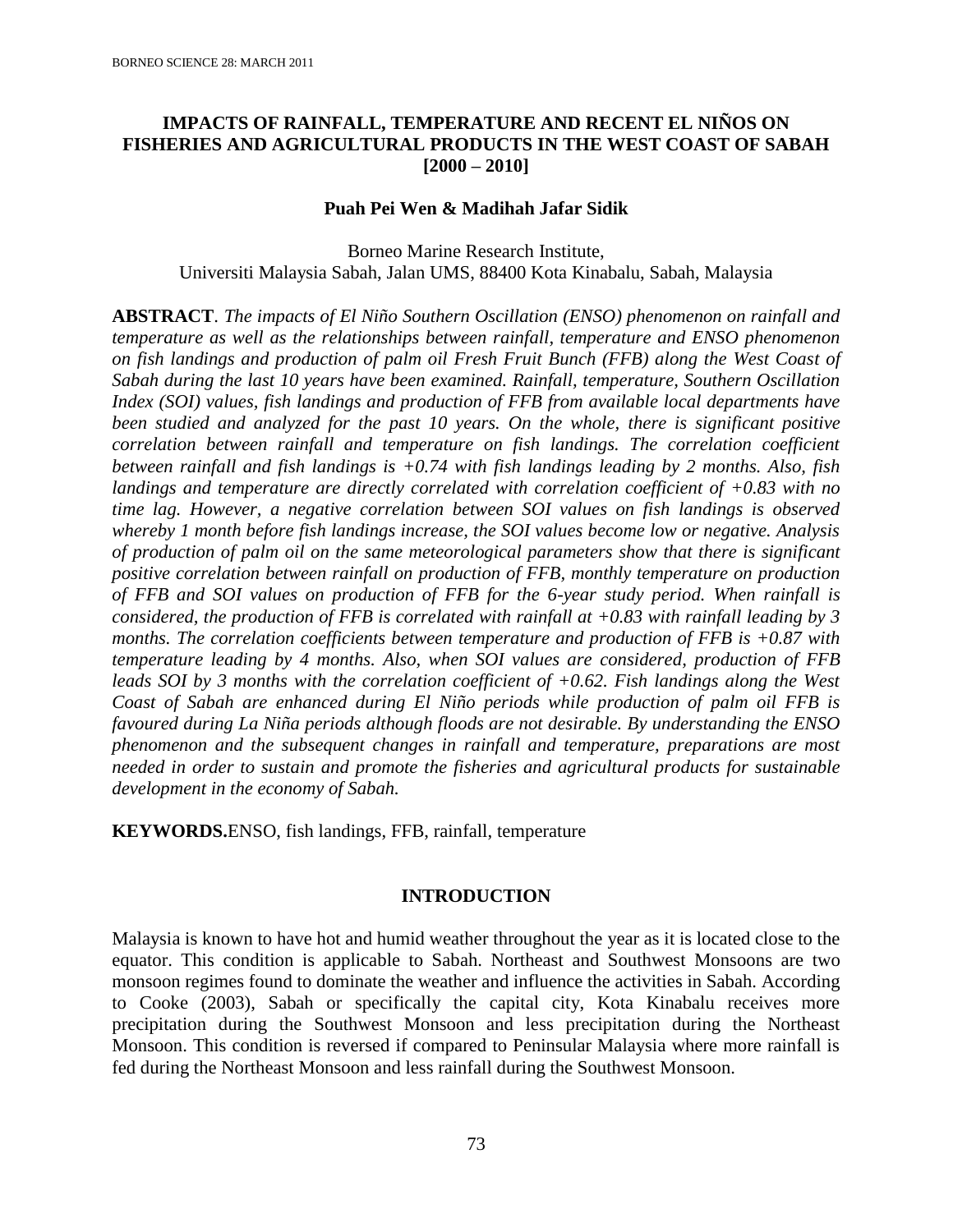# IMPACTS OF RAINFALL, TEMPERATURE AND RECENT EL NIÑOS ON FISHERIES AND AGRICULTURAL PRODUCTS IN THE WEST COAST OF SABAH [2000 – 2010]

**Puah Pei Wen & Madihah Jafar Sidik**

Borneo Marine Research Institute,
Universiti Malaysia Sabah, Jalan UMS, 88400 Kota Kinabalu, Sabah, Malaysia

**ABSTRACT**. *The impacts of El Niño Southern Oscillation (ENSO) phenomenon on rainfall and temperature as well as the relationships between rainfall, temperature and ENSO phenomenon on fish landings and production of palm oil Fresh Fruit Bunch (FFB) along the West Coast of Sabah during the last 10 years have been examined. Rainfall, temperature, Southern Oscillation Index (SOI) values, fish landings and production of FFB from available local departments have been studied and analyzed for the past 10 years. On the whole, there is significant positive correlation between rainfall and temperature on fish landings. The correlation coefficient between rainfall and fish landings is +0.74 with fish landings leading by 2 months. Also, fish landings and temperature are directly correlated with correlation coefficient of +0.83 with no time lag. However, a negative correlation between SOI values on fish landings is observed whereby 1 month before fish landings increase, the SOI values become low or negative. Analysis of production of palm oil on the same meteorological parameters show that there is significant positive correlation between rainfall on production of FFB, monthly temperature on production of FFB and SOI values on production of FFB for the 6-year study period. When rainfall is considered, the production of FFB is correlated with rainfall at +0.83 with rainfall leading by 3 months. The correlation coefficients between temperature and production of FFB is +0.87 with temperature leading by 4 months. Also, when SOI values are considered, production of FFB leads SOI by 3 months with the correlation coefficient of +0.62. Fish landings along the West Coast of Sabah are enhanced during El Niño periods while production of palm oil FFB is favoured during La Niña periods although floods are not desirable. By understanding the ENSO phenomenon and the subsequent changes in rainfall and temperature, preparations are most needed in order to sustain and promote the fisheries and agricultural products for sustainable development in the economy of Sabah.*

**KEYWORDS.**ENSO, fish landings, FFB, rainfall, temperature

## INTRODUCTION

Malaysia is known to have hot and humid weather throughout the year as it is located close to the equator. This condition is applicable to Sabah. Northeast and Southwest Monsoons are two monsoon regimes found to dominate the weather and influence the activities in Sabah. According to Cooke (2003), Sabah or specifically the capital city, Kota Kinabalu receives more precipitation during the Southwest Monsoon and less precipitation during the Northeast Monsoon. This condition is reversed if compared to Peninsular Malaysia where more rainfall is fed during the Northeast Monsoon and less rainfall during the Southwest Monsoon.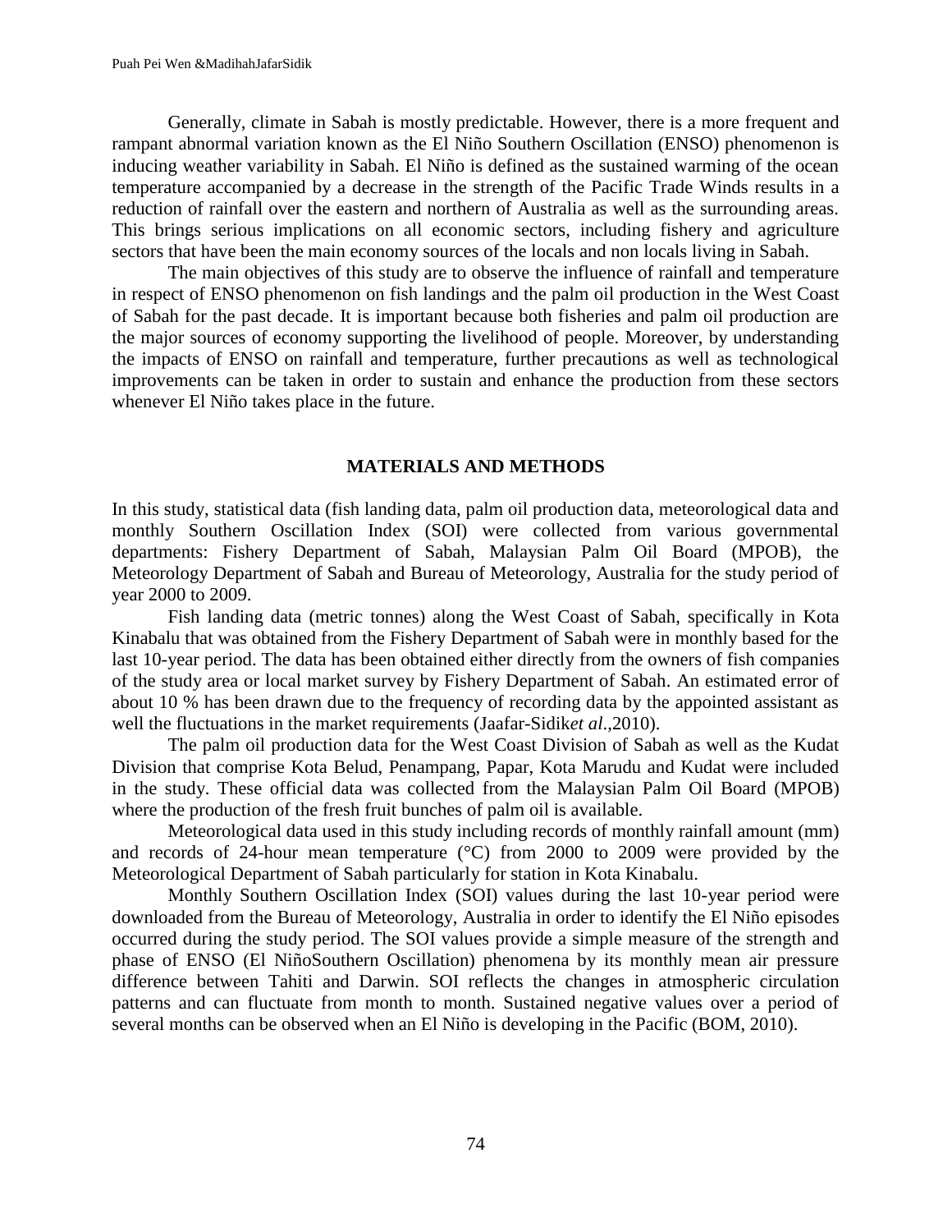Generally, climate in Sabah is mostly predictable. However, there is a more frequent and rampant abnormal variation known as the El Niño Southern Oscillation (ENSO) phenomenon is inducing weather variability in Sabah. El Niño is defined as the sustained warming of the ocean temperature accompanied by a decrease in the strength of the Pacific Trade Winds results in a reduction of rainfall over the eastern and northern of Australia as well as the surrounding areas. This brings serious implications on all economic sectors, including fishery and agriculture sectors that have been the main economy sources of the locals and non locals living in Sabah.

The main objectives of this study are to observe the influence of rainfall and temperature in respect of ENSO phenomenon on fish landings and the palm oil production in the West Coast of Sabah for the past decade. It is important because both fisheries and palm oil production are the major sources of economy supporting the livelihood of people. Moreover, by understanding the impacts of ENSO on rainfall and temperature, further precautions as well as technological improvements can be taken in order to sustain and enhance the production from these sectors whenever El Niño takes place in the future.

## MATERIALS AND METHODS

In this study, statistical data (fish landing data, palm oil production data, meteorological data and monthly Southern Oscillation Index (SOI) were collected from various governmental departments: Fishery Department of Sabah, Malaysian Palm Oil Board (MPOB), the Meteorology Department of Sabah and Bureau of Meteorology, Australia for the study period of year 2000 to 2009.

Fish landing data (metric tonnes) along the West Coast of Sabah, specifically in Kota Kinabalu that was obtained from the Fishery Department of Sabah were in monthly based for the last 10-year period. The data has been obtained either directly from the owners of fish companies of the study area or local market survey by Fishery Department of Sabah. An estimated error of about 10 % has been drawn due to the frequency of recording data by the appointed assistant as well the fluctuations in the market requirements (Jaafar-Sidik*et al*.,2010).

The palm oil production data for the West Coast Division of Sabah as well as the Kudat Division that comprise Kota Belud, Penampang, Papar, Kota Marudu and Kudat were included in the study. These official data was collected from the Malaysian Palm Oil Board (MPOB) where the production of the fresh fruit bunches of palm oil is available.

Meteorological data used in this study including records of monthly rainfall amount (mm) and records of 24-hour mean temperature (°C) from 2000 to 2009 were provided by the Meteorological Department of Sabah particularly for station in Kota Kinabalu.

Monthly Southern Oscillation Index (SOI) values during the last 10-year period were downloaded from the Bureau of Meteorology, Australia in order to identify the El Niño episodes occurred during the study period. The SOI values provide a simple measure of the strength and phase of ENSO (El NiñoSouthern Oscillation) phenomena by its monthly mean air pressure difference between Tahiti and Darwin. SOI reflects the changes in atmospheric circulation patterns and can fluctuate from month to month. Sustained negative values over a period of several months can be observed when an El Niño is developing in the Pacific (BOM, 2010).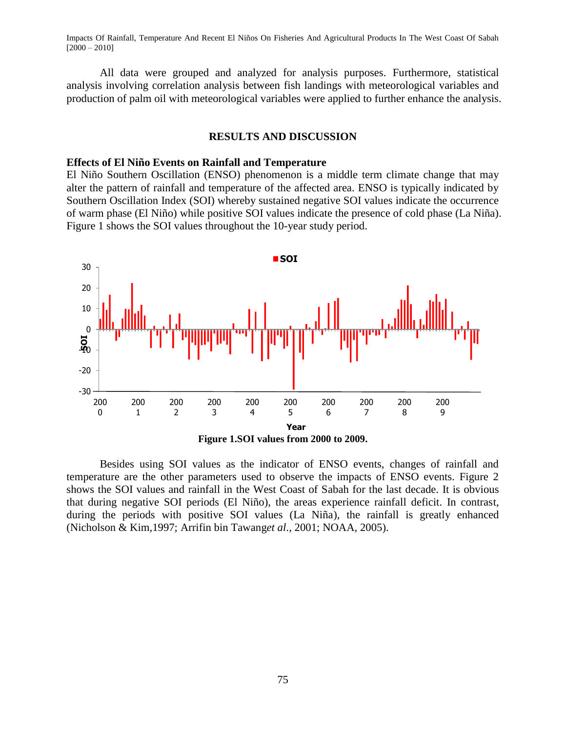All data were grouped and analyzed for analysis purposes. Furthermore, statistical analysis involving correlation analysis between fish landings with meteorological variables and production of palm oil with meteorological variables were applied to further enhance the analysis.

## RESULTS AND DISCUSSION

### Effects of El Niño Events on Rainfall and Temperature

El Niño Southern Oscillation (ENSO) phenomenon is a middle term climate change that may alter the pattern of rainfall and temperature of the affected area. ENSO is typically indicated by Southern Oscillation Index (SOI) whereby sustained negative SOI values indicate the occurrence of warm phase (El Niño) while positive SOI values indicate the presence of cold phase (La Niña). Figure 1 shows the SOI values throughout the 10-year study period.

**Figure 1.SOI values from 2000 to 2009.**

Besides using SOI values as the indicator of ENSO events, changes of rainfall and temperature are the other parameters used to observe the impacts of ENSO events. Figure 2 shows the SOI values and rainfall in the West Coast of Sabah for the last decade. It is obvious that during negative SOI periods (El Niño), the areas experience rainfall deficit. In contrast, during the periods with positive SOI values (La Niña), the rainfall is greatly enhanced (Nicholson & Kim,1997; Arrifin bin Tawang*et al.*, 2001; NOAA, 2005).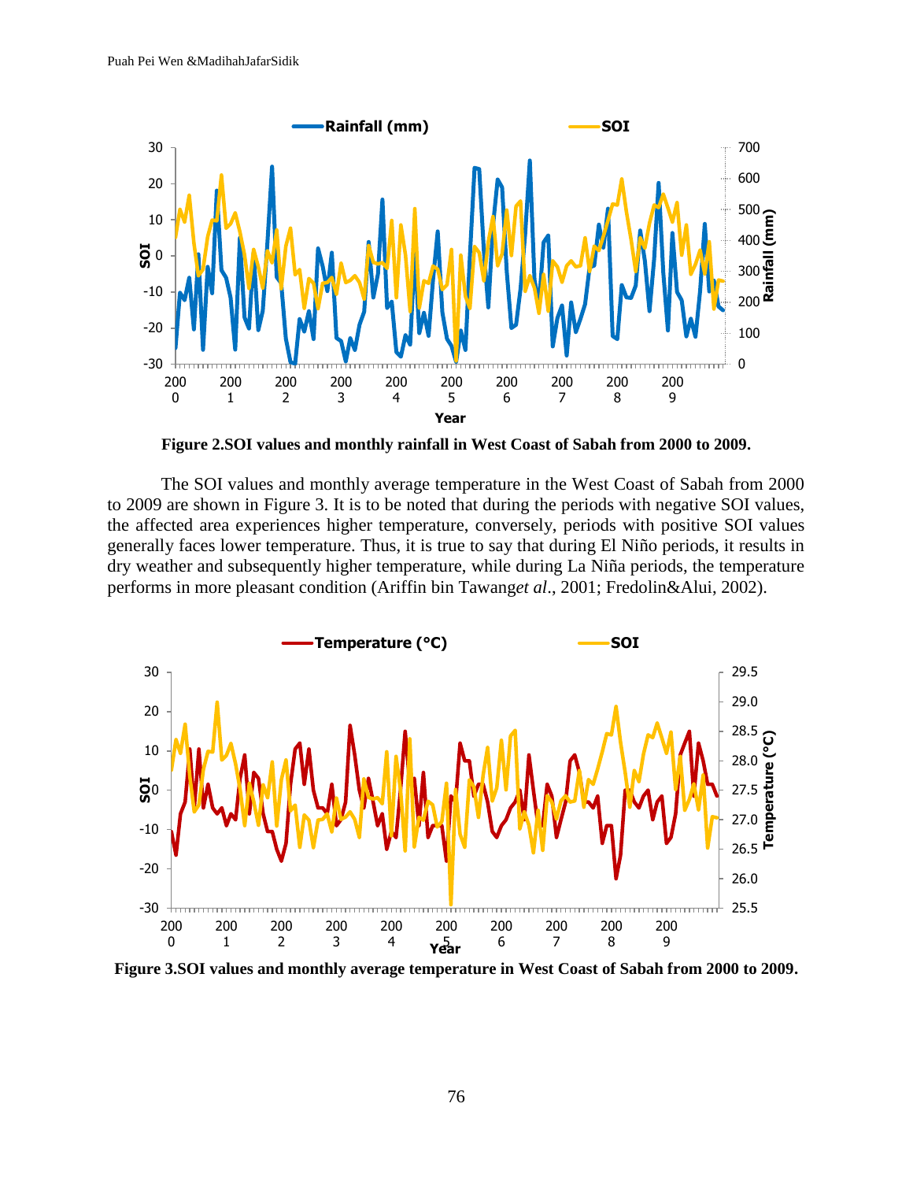**Figure 2.SOI values and monthly rainfall in West Coast of Sabah from 2000 to 2009.**

The SOI values and monthly average temperature in the West Coast of Sabah from 2000 to 2009 are shown in Figure 3. It is to be noted that during the periods with negative SOI values, the affected area experiences higher temperature, conversely, periods with positive SOI values generally faces lower temperature. Thus, it is true to say that during El Niño periods, it results in dry weather and subsequently higher temperature, while during La Niña periods, the temperature performs in more pleasant condition (Ariffin bin Tawang*et al*., 2001; Fredolin&Alui, 2002).

**Figure 3.SOI values and monthly average temperature in West Coast of Sabah from 2000 to 2009.**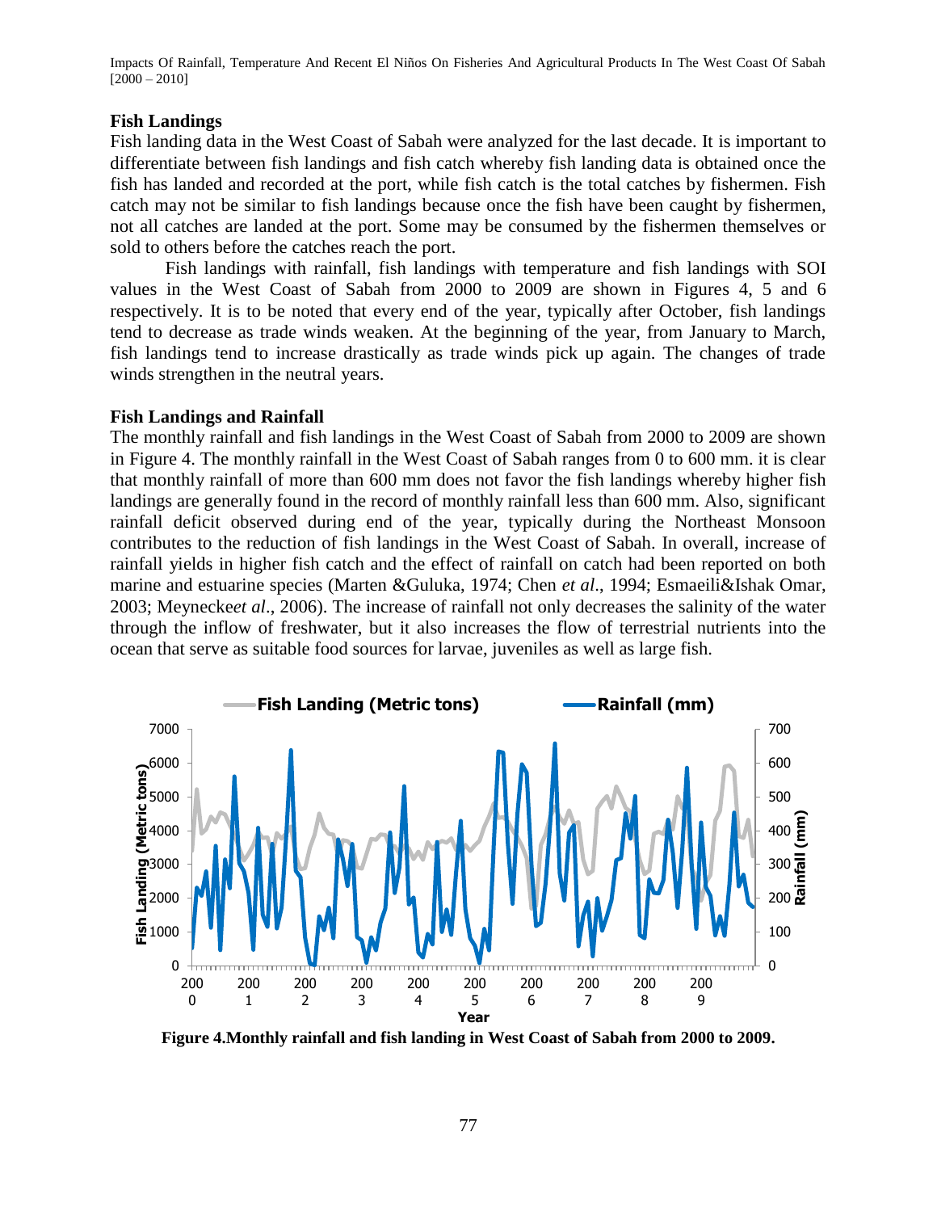## Fish Landings

Fish landing data in the West Coast of Sabah were analyzed for the last decade. It is important to differentiate between fish landings and fish catch whereby fish landing data is obtained once the fish has landed and recorded at the port, while fish catch is the total catches by fishermen. Fish catch may not be similar to fish landings because once the fish have been caught by fishermen, not all catches are landed at the port. Some may be consumed by the fishermen themselves or sold to others before the catches reach the port.

Fish landings with rainfall, fish landings with temperature and fish landings with SOI values in the West Coast of Sabah from 2000 to 2009 are shown in Figures 4, 5 and 6 respectively. It is to be noted that every end of the year, typically after October, fish landings tend to decrease as trade winds weaken. At the beginning of the year, from January to March, fish landings tend to increase drastically as trade winds pick up again. The changes of trade winds strengthen in the neutral years.

## Fish Landings and Rainfall

The monthly rainfall and fish landings in the West Coast of Sabah from 2000 to 2009 are shown in Figure 4. The monthly rainfall in the West Coast of Sabah ranges from 0 to 600 mm. it is clear that monthly rainfall of more than 600 mm does not favor the fish landings whereby higher fish landings are generally found in the record of monthly rainfall less than 600 mm. Also, significant rainfall deficit observed during end of the year, typically during the Northeast Monsoon contributes to the reduction of fish landings in the West Coast of Sabah. In overall, increase of rainfall yields in higher fish catch and the effect of rainfall on catch had been reported on both marine and estuarine species (Marten &Guluka, 1974; Chen *et al*., 1994; Esmaeili&Ishak Omar, 2003; Meynecke*et al*., 2006). The increase of rainfall not only decreases the salinity of the water through the inflow of freshwater, but it also increases the flow of terrestrial nutrients into the ocean that serve as suitable food sources for larvae, juveniles as well as large fish.

**Figure 4.Monthly rainfall and fish landing in West Coast of Sabah from 2000 to 2009.**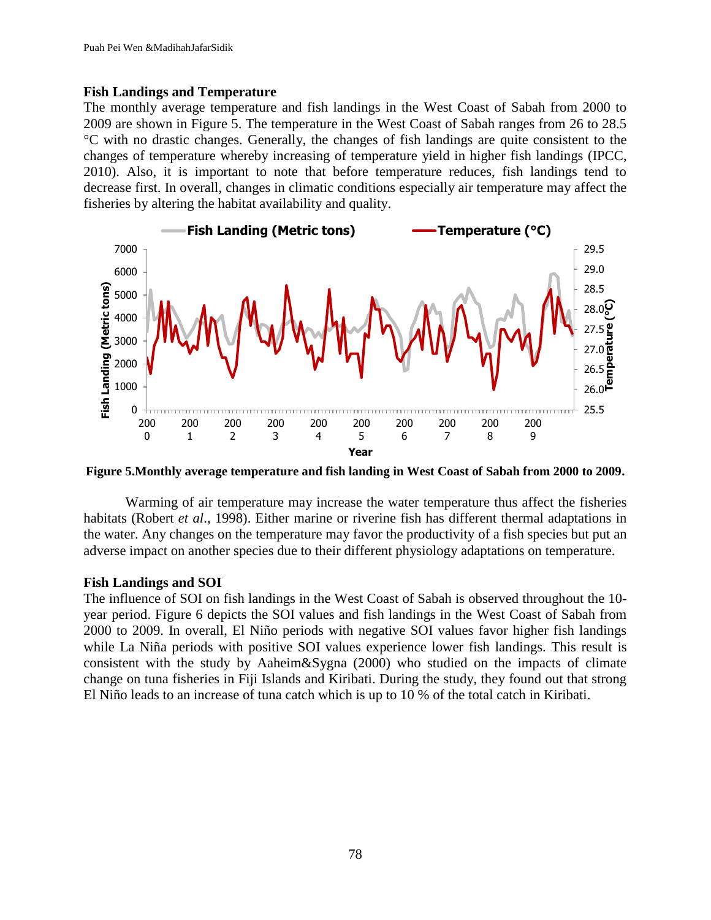### Fish Landings and Temperature

The monthly average temperature and fish landings in the West Coast of Sabah from 2000 to 2009 are shown in Figure 5. The temperature in the West Coast of Sabah ranges from 26 to 28.5 °C with no drastic changes. Generally, the changes of fish landings are quite consistent to the changes of temperature whereby increasing of temperature yield in higher fish landings (IPCC, 2010). Also, it is important to note that before temperature reduces, fish landings tend to decrease first. In overall, changes in climatic conditions especially air temperature may affect the fisheries by altering the habitat availability and quality.

**Figure 5.Monthly average temperature and fish landing in West Coast of Sabah from 2000 to 2009.**

Warming of air temperature may increase the water temperature thus affect the fisheries habitats (Robert *et al*., 1998). Either marine or riverine fish has different thermal adaptations in the water. Any changes on the temperature may favor the productivity of a fish species but put an adverse impact on another species due to their different physiology adaptations on temperature.

### Fish Landings and SOI

The influence of SOI on fish landings in the West Coast of Sabah is observed throughout the 10-year period. Figure 6 depicts the SOI values and fish landings in the West Coast of Sabah from 2000 to 2009. In overall, El Niño periods with negative SOI values favor higher fish landings while La Niña periods with positive SOI values experience lower fish landings. This result is consistent with the study by Aaheim&Sygna (2000) who studied on the impacts of climate change on tuna fisheries in Fiji Islands and Kiribati. During the study, they found out that strong El Niño leads to an increase of tuna catch which is up to 10 % of the total catch in Kiribati.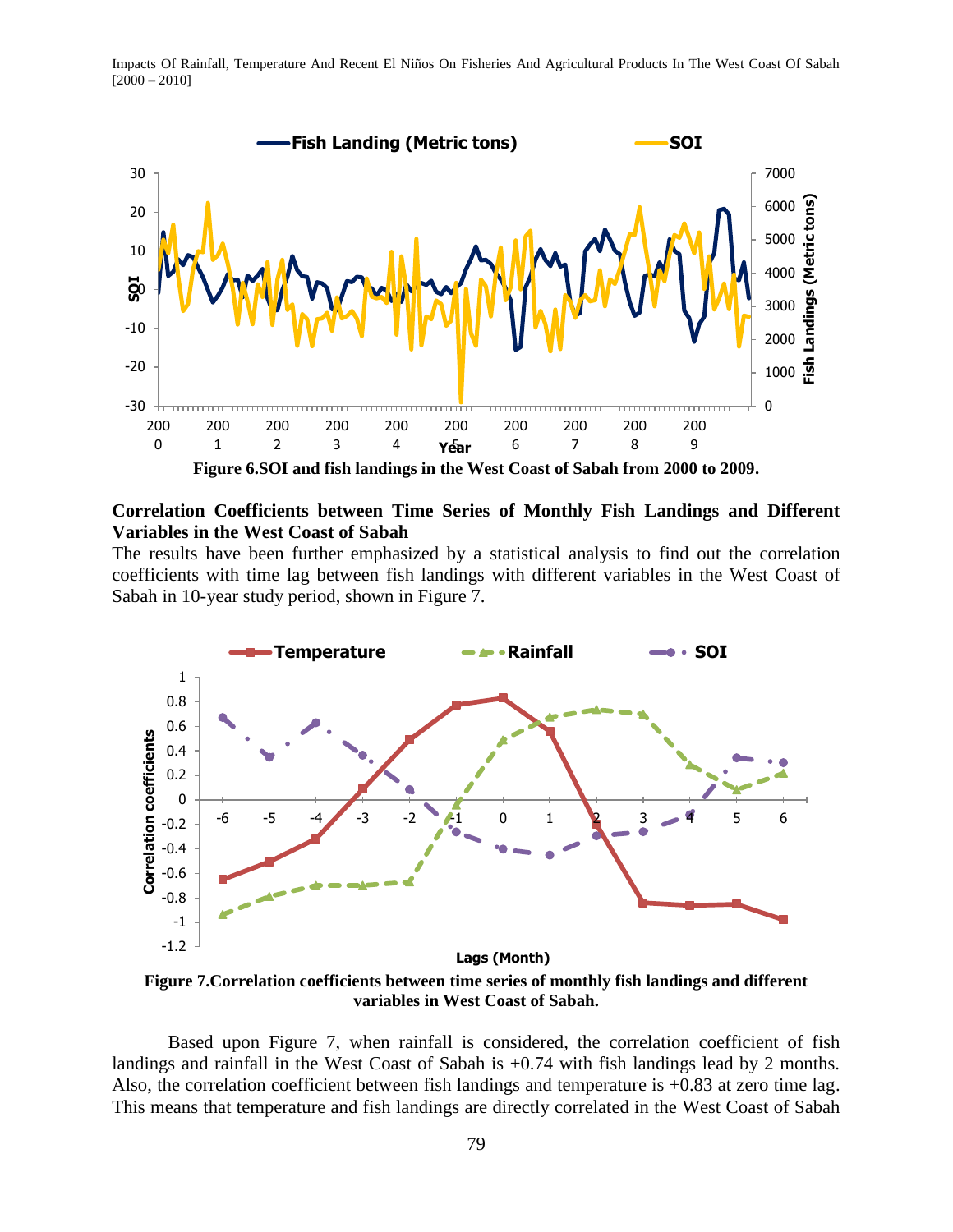Figure 6.SOI and fish landings in the West Coast of Sabah from 2000 to 2009.

## Correlation Coefficients between Time Series of Monthly Fish Landings and Different Variables in the West Coast of Sabah

The results have been further emphasized by a statistical analysis to find out the correlation coefficients with time lag between fish landings with different variables in the West Coast of Sabah in 10-year study period, shown in Figure 7.

Figure 7.Correlation coefficients between time series of monthly fish landings and different variables in West Coast of Sabah.

Based upon Figure 7, when rainfall is considered, the correlation coefficient of fish landings and rainfall in the West Coast of Sabah is +0.74 with fish landings lead by 2 months. Also, the correlation coefficient between fish landings and temperature is +0.83 at zero time lag. This means that temperature and fish landings are directly correlated in the West Coast of Sabah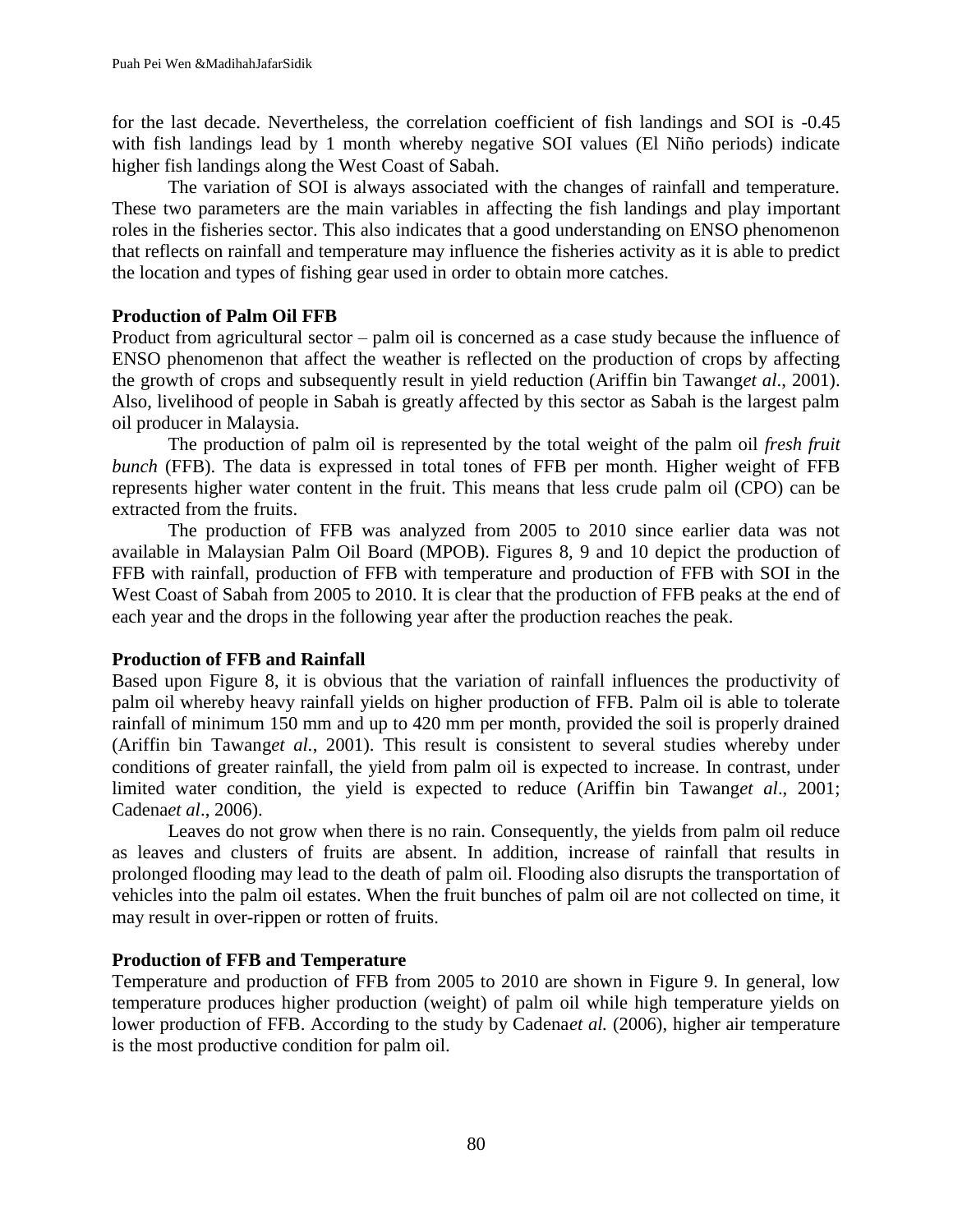for the last decade. Nevertheless, the correlation coefficient of fish landings and SOI is -0.45 with fish landings lead by 1 month whereby negative SOI values (El Niño periods) indicate higher fish landings along the West Coast of Sabah.

The variation of SOI is always associated with the changes of rainfall and temperature. These two parameters are the main variables in affecting the fish landings and play important roles in the fisheries sector. This also indicates that a good understanding on ENSO phenomenon that reflects on rainfall and temperature may influence the fisheries activity as it is able to predict the location and types of fishing gear used in order to obtain more catches.

**Production of Palm Oil FFB**

Product from agricultural sector – palm oil is concerned as a case study because the influence of ENSO phenomenon that affect the weather is reflected on the production of crops by affecting the growth of crops and subsequently result in yield reduction (Ariffin bin Tawang*et al*., 2001). Also, livelihood of people in Sabah is greatly affected by this sector as Sabah is the largest palm oil producer in Malaysia.

The production of palm oil is represented by the total weight of the palm oil *fresh fruit bunch* (FFB). The data is expressed in total tones of FFB per month. Higher weight of FFB represents higher water content in the fruit. This means that less crude palm oil (CPO) can be extracted from the fruits.

The production of FFB was analyzed from 2005 to 2010 since earlier data was not available in Malaysian Palm Oil Board (MPOB). Figures 8, 9 and 10 depict the production of FFB with rainfall, production of FFB with temperature and production of FFB with SOI in the West Coast of Sabah from 2005 to 2010. It is clear that the production of FFB peaks at the end of each year and the drops in the following year after the production reaches the peak.

**Production of FFB and Rainfall**

Based upon Figure 8, it is obvious that the variation of rainfall influences the productivity of palm oil whereby heavy rainfall yields on higher production of FFB. Palm oil is able to tolerate rainfall of minimum 150 mm and up to 420 mm per month, provided the soil is properly drained (Ariffin bin Tawang*et al.*, 2001). This result is consistent to several studies whereby under conditions of greater rainfall, the yield from palm oil is expected to increase. In contrast, under limited water condition, the yield is expected to reduce (Ariffin bin Tawang*et al*., 2001; Cadena*et al*., 2006).

Leaves do not grow when there is no rain. Consequently, the yields from palm oil reduce as leaves and clusters of fruits are absent. In addition, increase of rainfall that results in prolonged flooding may lead to the death of palm oil. Flooding also disrupts the transportation of vehicles into the palm oil estates. When the fruit bunches of palm oil are not collected on time, it may result in over-rippen or rotten of fruits.

**Production of FFB and Temperature**

Temperature and production of FFB from 2005 to 2010 are shown in Figure 9. In general, low temperature produces higher production (weight) of palm oil while high temperature yields on lower production of FFB. According to the study by Cadena*et al.* (2006), higher air temperature is the most productive condition for palm oil.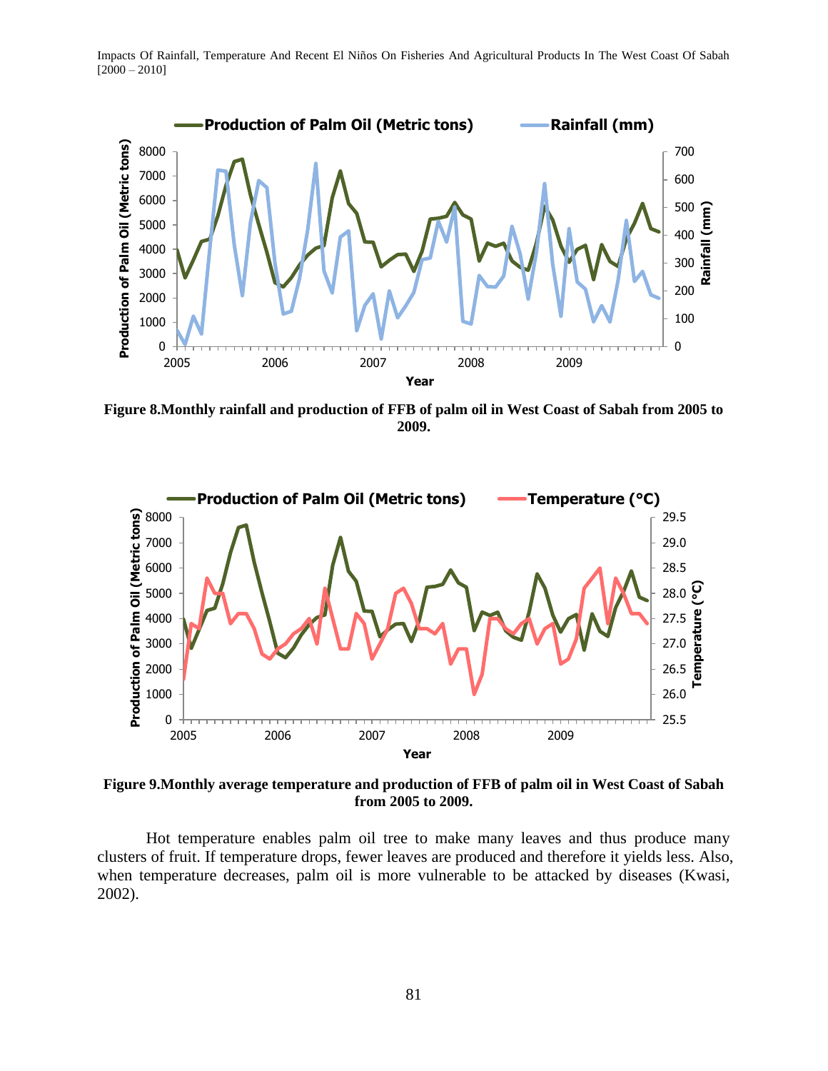**Figure 8.Monthly rainfall and production of FFB of palm oil in West Coast of Sabah from 2005 to 2009.**

**Figure 9.Monthly average temperature and production of FFB of palm oil in West Coast of Sabah from 2005 to 2009.**

Hot temperature enables palm oil tree to make many leaves and thus produce many clusters of fruit. If temperature drops, fewer leaves are produced and therefore it yields less. Also, when temperature decreases, palm oil is more vulnerable to be attacked by diseases (Kwasi, 2002).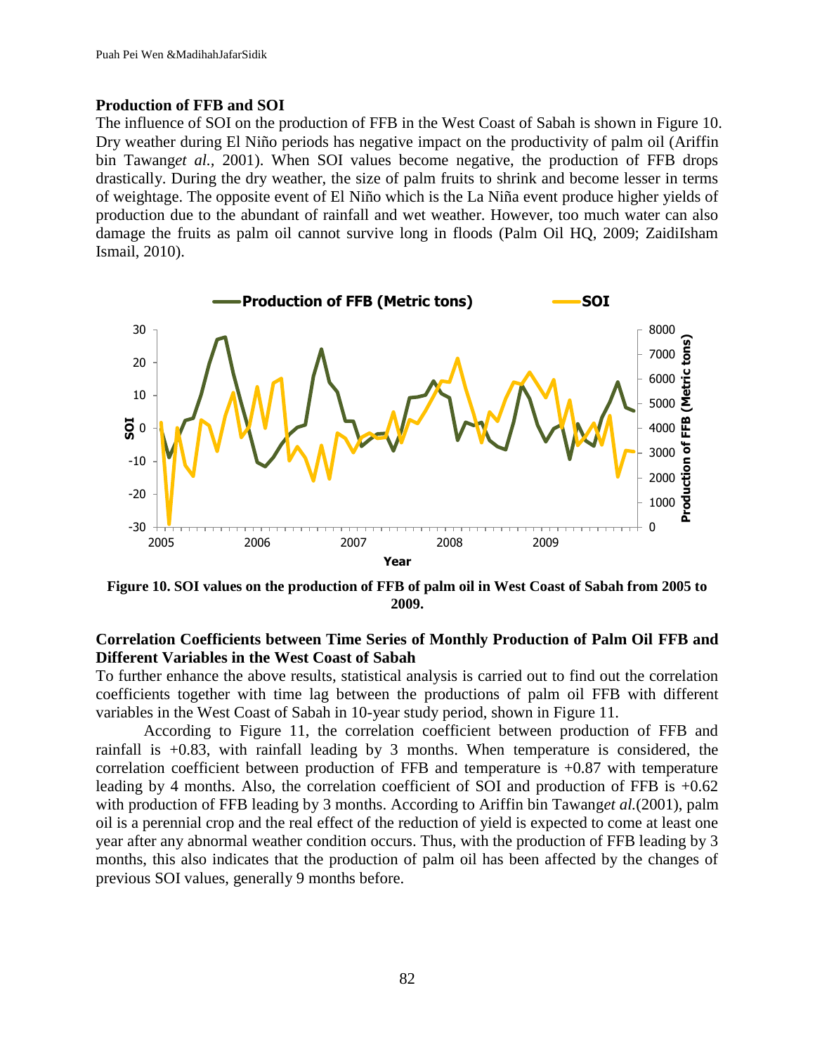### Production of FFB and SOI

The influence of SOI on the production of FFB in the West Coast of Sabah is shown in Figure 10. Dry weather during El Niño periods has negative impact on the productivity of palm oil (Ariffin bin Tawang*et al.*, 2001). When SOI values become negative, the production of FFB drops drastically. During the dry weather, the size of palm fruits to shrink and become lesser in terms of weightage. The opposite event of El Niño which is the La Niña event produce higher yields of production due to the abundant of rainfall and wet weather. However, too much water can also damage the fruits as palm oil cannot survive long in floods (Palm Oil HQ, 2009; ZaidiIsham Ismail, 2010).

**Figure 10. SOI values on the production of FFB of palm oil in West Coast of Sabah from 2005 to 2009.**

### Correlation Coefficients between Time Series of Monthly Production of Palm Oil FFB and Different Variables in the West Coast of Sabah

To further enhance the above results, statistical analysis is carried out to find out the correlation coefficients together with time lag between the productions of palm oil FFB with different variables in the West Coast of Sabah in 10-year study period, shown in Figure 11.

According to Figure 11, the correlation coefficient between production of FFB and rainfall is +0.83, with rainfall leading by 3 months. When temperature is considered, the correlation coefficient between production of FFB and temperature is +0.87 with temperature leading by 4 months. Also, the correlation coefficient of SOI and production of FFB is +0.62 with production of FFB leading by 3 months. According to Ariffin bin Tawang*et al.*(2001), palm oil is a perennial crop and the real effect of the reduction of yield is expected to come at least one year after any abnormal weather condition occurs. Thus, with the production of FFB leading by 3 months, this also indicates that the production of palm oil has been affected by the changes of previous SOI values, generally 9 months before.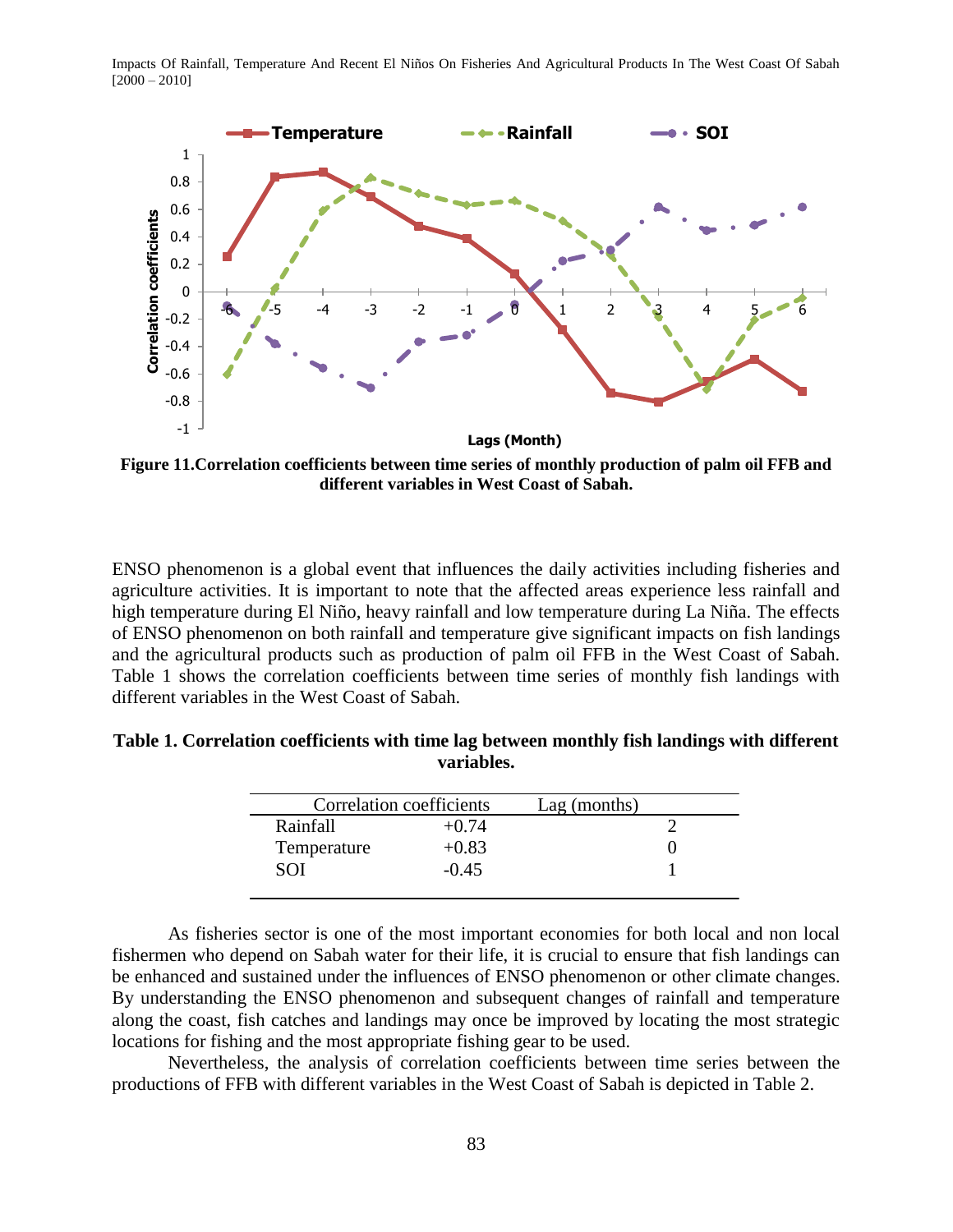Figure 11.Correlation coefficients between time series of monthly production of palm oil FFB and different variables in West Coast of Sabah.

ENSO phenomenon is a global event that influences the daily activities including fisheries and agriculture activities. It is important to note that the affected areas experience less rainfall and high temperature during El Niño, heavy rainfall and low temperature during La Niña. The effects of ENSO phenomenon on both rainfall and temperature give significant impacts on fish landings and the agricultural products such as production of palm oil FFB in the West Coast of Sabah. Table 1 shows the correlation coefficients between time series of monthly fish landings with different variables in the West Coast of Sabah.

**Table 1. Correlation coefficients with time lag between monthly fish landings with different variables.**

| Correlation coefficients | | Lag (months) |
|---|---|---|
| Rainfall | +0.74 | 2 |
| Temperature | +0.83 | 0 |
| SOI | -0.45 | 1 |

As fisheries sector is one of the most important economies for both local and non local fishermen who depend on Sabah water for their life, it is crucial to ensure that fish landings can be enhanced and sustained under the influences of ENSO phenomenon or other climate changes. By understanding the ENSO phenomenon and subsequent changes of rainfall and temperature along the coast, fish catches and landings may once be improved by locating the most strategic locations for fishing and the most appropriate fishing gear to be used.

Nevertheless, the analysis of correlation coefficients between time series between the productions of FFB with different variables in the West Coast of Sabah is depicted in Table 2.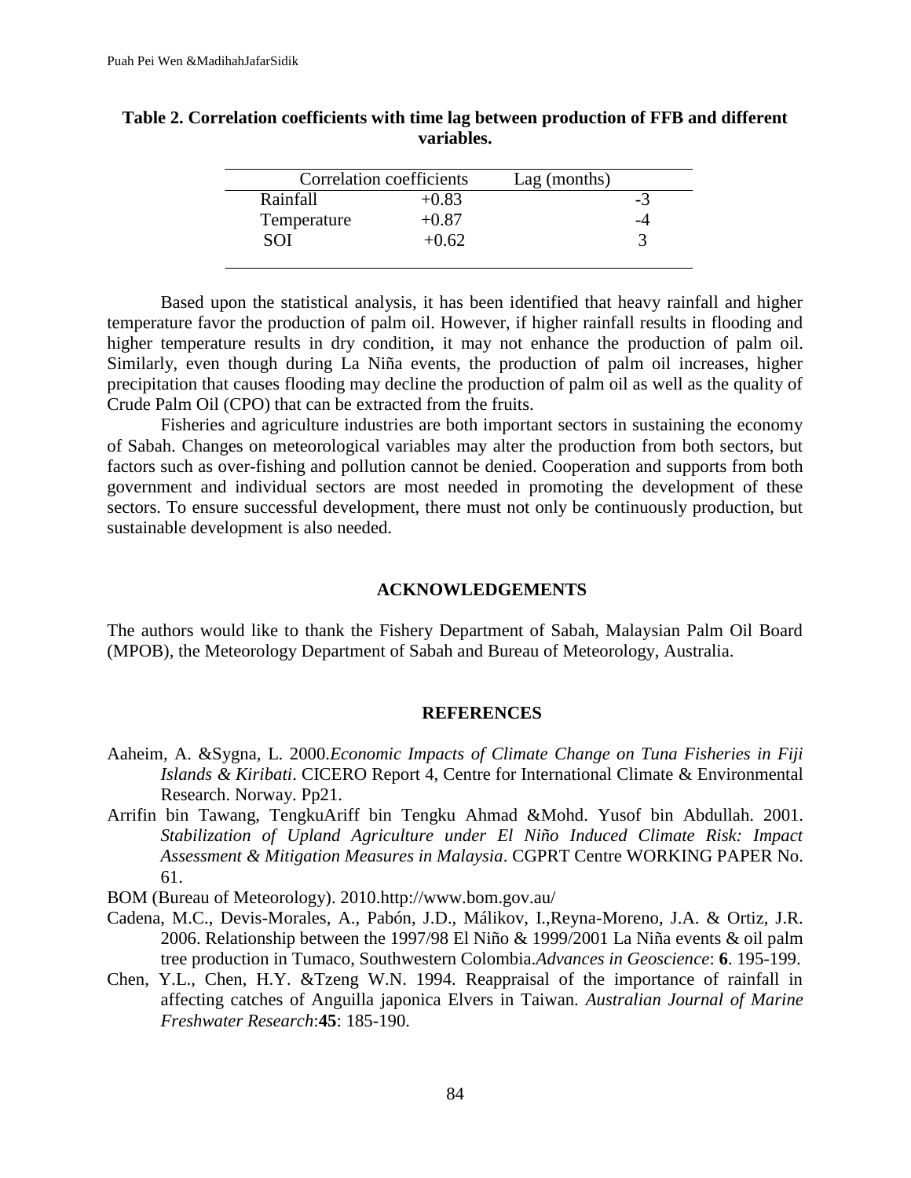**Table 2. Correlation coefficients with time lag between production of FFB and different variables.**

| | Correlation coefficients | Lag (months) |
|---|---|---|
| Rainfall | +0.83 | -3 |
| Temperature | +0.87 | -4 |
| SOI | +0.62 | 3 |

Based upon the statistical analysis, it has been identified that heavy rainfall and higher temperature favor the production of palm oil. However, if higher rainfall results in flooding and higher temperature results in dry condition, it may not enhance the production of palm oil. Similarly, even though during La Niña events, the production of palm oil increases, higher precipitation that causes flooding may decline the production of palm oil as well as the quality of Crude Palm Oil (CPO) that can be extracted from the fruits.

Fisheries and agriculture industries are both important sectors in sustaining the economy of Sabah. Changes on meteorological variables may alter the production from both sectors, but factors such as over-fishing and pollution cannot be denied. Cooperation and supports from both government and individual sectors are most needed in promoting the development of these sectors. To ensure successful development, there must not only be continuously production, but sustainable development is also needed.

## ACKNOWLEDGEMENTS

The authors would like to thank the Fishery Department of Sabah, Malaysian Palm Oil Board (MPOB), the Meteorology Department of Sabah and Bureau of Meteorology, Australia.

## REFERENCES

Aaheim, A. &Sygna, L. 2000.*Economic Impacts of Climate Change on Tuna Fisheries in Fiji Islands & Kiribati*. CICERO Report 4, Centre for International Climate & Environmental Research. Norway. Pp21.

Arrifin bin Tawang, TengkuAriff bin Tengku Ahmad &Mohd. Yusof bin Abdullah. 2001. *Stabilization of Upland Agriculture under El Niño Induced Climate Risk: Impact Assessment & Mitigation Measures in Malaysia*. CGPRT Centre WORKING PAPER No. 61.

BOM (Bureau of Meteorology). 2010.http://www.bom.gov.au/

Cadena, M.C., Devis-Morales, A., Pabón, J.D., Málikov, I.,Reyna-Moreno, J.A. & Ortiz, J.R. 2006. Relationship between the 1997/98 El Niño & 1999/2001 La Niña events & oil palm tree production in Tumaco, Southwestern Colombia.*Advances in Geoscience*: **6**. 195-199.

Chen, Y.L., Chen, H.Y. &Tzeng W.N. 1994. Reappraisal of the importance of rainfall in affecting catches of Anguilla japonica Elvers in Taiwan. *Australian Journal of Marine Freshwater Research*:**45**: 185-190.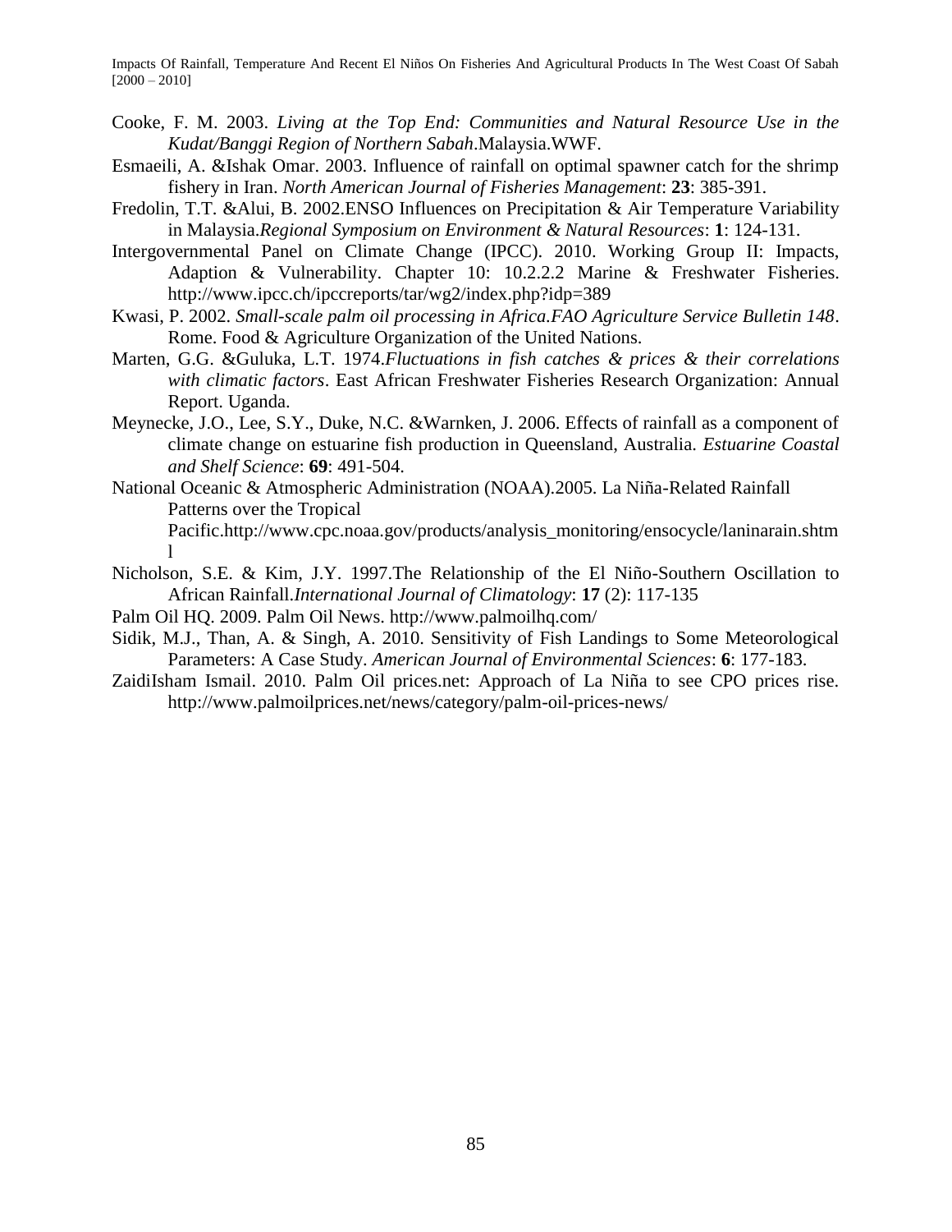Cooke, F. M. 2003. *Living at the Top End: Communities and Natural Resource Use in the Kudat/Banggi Region of Northern Sabah*.Malaysia.WWF.

Esmaeili, A. &Ishak Omar. 2003. Influence of rainfall on optimal spawner catch for the shrimp fishery in Iran. *North American Journal of Fisheries Management*: **23**: 385-391.

Fredolin, T.T. &Alui, B. 2002.ENSO Influences on Precipitation & Air Temperature Variability in Malaysia.*Regional Symposium on Environment & Natural Resources*: **1**: 124-131.

Intergovernmental Panel on Climate Change (IPCC). 2010. Working Group II: Impacts, Adaption & Vulnerability. Chapter 10: 10.2.2.2 Marine & Freshwater Fisheries. http://www.ipcc.ch/ipccreports/tar/wg2/index.php?idp=389

Kwasi, P. 2002. *Small-scale palm oil processing in Africa.FAO Agriculture Service Bulletin 148*. Rome. Food & Agriculture Organization of the United Nations.

Marten, G.G. &Guluka, L.T. 1974.*Fluctuations in fish catches & prices & their correlations with climatic factors*. East African Freshwater Fisheries Research Organization: Annual Report. Uganda.

Meynecke, J.O., Lee, S.Y., Duke, N.C. &Warnken, J. 2006. Effects of rainfall as a component of climate change on estuarine fish production in Queensland, Australia. *Estuarine Coastal and Shelf Science*: **69**: 491-504.

National Oceanic & Atmospheric Administration (NOAA).2005. La Niña-Related Rainfall Patterns over the Tropical Pacific.http://www.cpc.noaa.gov/products/analysis_monitoring/ensocycle/laninarain.shtml

Nicholson, S.E. & Kim, J.Y. 1997.The Relationship of the El Niño-Southern Oscillation to African Rainfall.*International Journal of Climatology*: **17** (2): 117-135

Palm Oil HQ. 2009. Palm Oil News. http://www.palmoilhq.com/

Sidik, M.J., Than, A. & Singh, A. 2010. Sensitivity of Fish Landings to Some Meteorological Parameters: A Case Study. *American Journal of Environmental Sciences*: **6**: 177-183.

ZaidiIsham Ismail. 2010. Palm Oil prices.net: Approach of La Niña to see CPO prices rise. http://www.palmoilprices.net/news/category/palm-oil-prices-news/